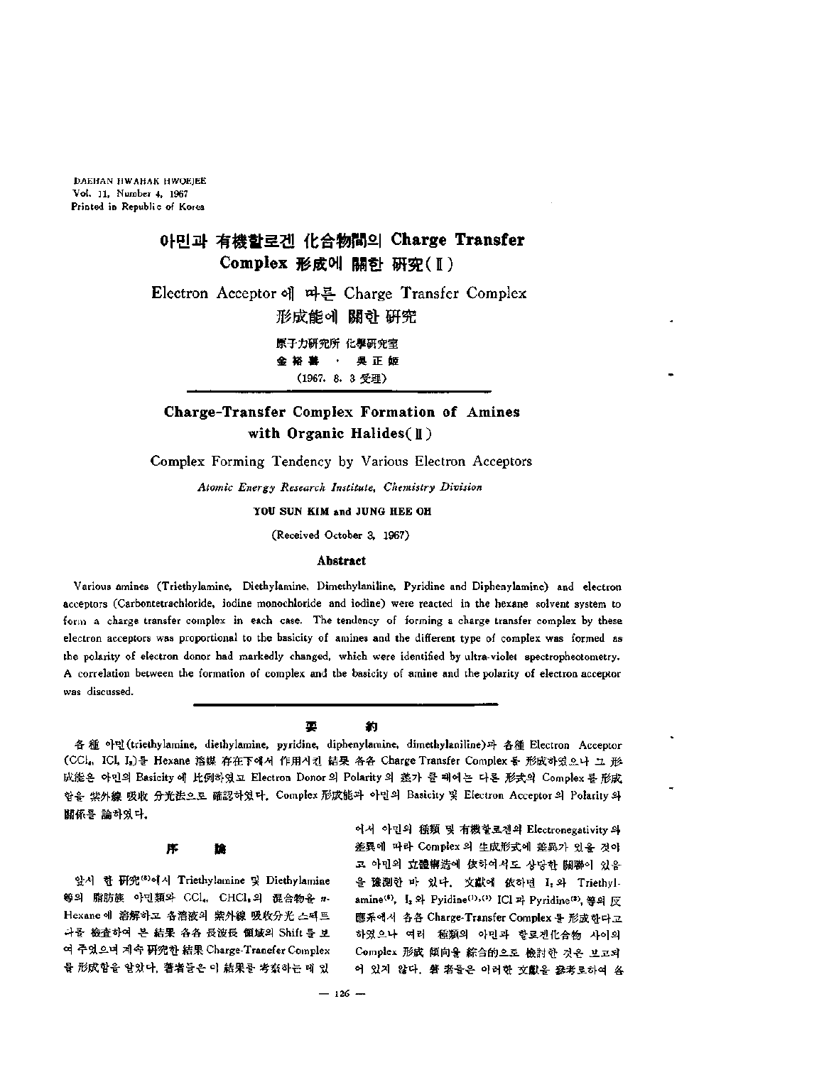# 아민과 有機할로겐 化合物間의 Charge Transfer Complex 形成에 關한 硏究(II)

## Electron Acceptor에 따른 Charge Transfer Complex 形成能에 關한 硏究

原子力硏究所 化學硏究室

金裕善 · 吳正姬

(1967. 8. 3 受理)

# Charge-Transfer Complex Formation of Amines with Organic Halides(II)

## Complex Forming Tendency by Various Electron Acceptors

*Atomic Energy Research Institute, Chemistry Division*

**YOU SUN KIM and JUNG HEE OH**

(Received October 3, 1967)

### Abstract

Various amines (Triethylamine, Diethylamine, Dimethylaniline, Pyridine and Diphenylamine) and electron acceptors (Carbontetrachloride, iodine monochloride and iodine) were reacted in the hexane solvent system to form a charge transfer complex in each case. The tendency of forming a charge transfer complex by these electron acceptors was proportional to the basicity of amines and the different type of complex was formed as the polarity of electron donor had markedly changed, which were identified by ultra-violet spectrophotometry. A correlation between the formation of complex and the basicity of amine and the polarity of electron acceptor was discussed.

### 要 約

各種 아민(triethylamine, diethylamine, pyridine, diphenylamine, dimethylaniline)과 各種 Electron Acceptor ($CCl_4$, ICl, $I_2$)를 Hexane 溶媒 存在下에서 作用시킨 結果 各各 Charge Transfer Complex를 形成하였으나 그 形成能은 아민의 Basicity에 比例하였고 Electron Donor의 Polarity의 差가 클 때에는 다른 形式의 Complex를 形成함을 紫外線 吸收 分光法으로 確認하였다. Complex 形成能과 아민의 Basicity 및 Electron Acceptor의 Polarity와 關係를 論하였다.

### 序 論

앞서 한 硏究[8]에서 Triethylamine 및 Diethylamine 等의 脂肪族 아민類와 $CCl_4$, $CHCl_3$의 混合物을 *n*-Hexane에 溶解하고 各溶液의 紫外線 吸收分光 스펙트럼을 檢査하여 본 結果 各各 長波長 領域의 Shift를 보여 주었으며 계속 硏究한 結果 Charge-Tranefer Complex를 形成함을 알았다. 著者들은 이 結果를 考察하는 데 있어서 아민의 種類 및 有機할로겐의 Electronegativity의 差異에 따라 Complex의 生成形式에 差異가 있을 것이고 아민의 立體構造에 依하여서도 상당한 關聯이 있음을 豫測한 바 있다. 文獻에 依하면 $I_2$와 Triethylamine[4], $I_2$와 Pyidine[1],[2] ICl과 Pyridine[3], 等의 反應系에서 各各 Charge-Transfer Complex를 形成한다고 하였으나 여러 種類의 아민과 할로겐化合物 사이의 Complex 形成 傾向을 綜合的으로 檢討한 것은 보고되어 있지 않다. 著者들은 이러한 文獻을 參考로하여 各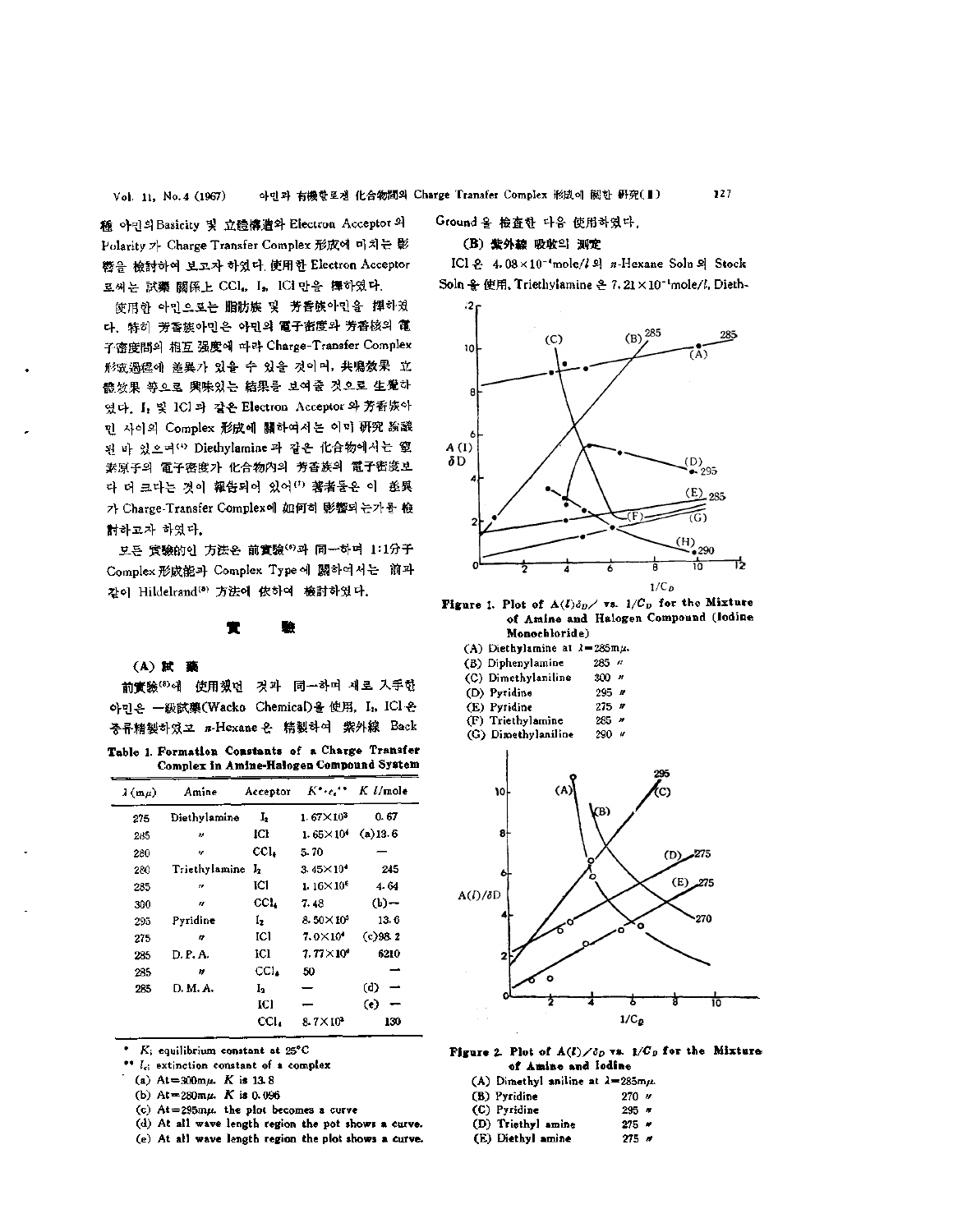種 아민의 Basicity 및 立體構造와 Electron Acceptor 의 Polarity 가 Charge Transfer Complex 形成에 미치는 影響을 檢討하여 보고자 하였다. 使用한 Electron Acceptor 로써는 試藥 關係上 $CCl_4$, $I_2$, ICl 만을 擇하였다.

使用한 아민으로는 脂肪族 및 芳香族아민을 擇하였다. 特히 芳香族아민은 아민의 電子密度와 芳香核의 電子密度間의 相互 强度에 따라 Charge-Transfer Complex 形成過程에 差異가 있을 수 있을 것이며, 共鳴效果 立體效果 等으로 興味있는 結果를 보여줄 것으로 生覺하였다. $I_2$ 및 ICl 과 같은 Electron Acceptor 와 芳香族아민 사이의 Complex 形成에 關하여서는 이미 硏究 論議된 바 있으며[4] Diethylamine 과 같은 化合物에서는 窒素原子의 電子密度가 化合物內의 芳香族의 電子密度보다 더 크다는 것이 報告되어 있어[7] 著者등은 이 差異가 Charge-Transfer Complex에 如何히 影響되는가를 檢討하고자 하였다.

모든 實驗的인 方法은 前實驗[8]과 同一하며 1:1分子 Complex 形成能과 Complex Type 에 關하여서는 前과 같이 Hildelrand[9] 方法에 依하여 檢討하였다.

## 實 驗

### (A) 試 藥

前實驗[8]에 使用했던 것과 同一하며 새로 入手한 아민은 一級試藥(Wacko Chemical)을 使用, $I_2$, ICl 은 증류精製하였고 *n*-Hexane 은 精製하여 紫外線 Back Ground 을 檢査한 다음 使用하였다.

### (B) 紫外線 吸收의 測定

ICl 은 $4.08\times10^{-4}$mole/l 의 *n*-Hexane Soln 의 Stock Soln 을 使用, Triethylamine 은 $7.21\times10^{-1}$mole/l, Dieth-

**Table 1. Formation Constants of a Charge Transfer Complex in Amine-Halogen Compound System**

| $\lambda$ (m$\mu$) | Amine | Acceptor | $K^{*}\cdot\epsilon_c^{**}$ | $K$ l/mole |
|---|---|---|---|---|
| 275 | Diethylamine | $I_2$ | $1.67\times10^3$ | 0.67 |
| 285 | 〃 | ICl | $1.65\times10^4$ | (a)13.6 |
| 280 | 〃 | $CCl_4$ | 5.70 | — |
| 280 | Triethylamine | $I_2$ | $3.45\times10^4$ | 245 |
| 285 | 〃 | ICl | $1.16\times10^5$ | 4.64 |
| 300 | 〃 | $CCl_4$ | 7.48 | (b)— |
| 295 | Pyridine | $I_2$ | $8.50\times10^2$ | 13.6 |
| 275 | 〃 | ICl | $7.0\times10^4$ | (c)98.2 |
| 285 | D.P.A. | ICl | $7.77\times10^6$ | 6210 |
| 285 | 〃 | $CCl_4$ | 50 | — |
| 285 | D.M.A. | $I_2$ | — | (d) — |
| | | ICl | — | (e) — |
| | | $CCl_4$ | $8.7\times10^3$ | 130 |

\* $K$; equilibrium constant at 25°C

\*\* $\epsilon_c$; extinction constant of a complex

(a) At=300m$\mu$. $K$ is 13.8

(b) At=280m$\mu$. $K$ is 0.096

(c) At=295m$\mu$. the plot becomes a curve

(d) At all wave length region the pot shows a curve.

(e) At all wave length region the plot shows a curve.

**Figure 1. Plot of $A(l)\delta_D$/ vs. $1/C_D$ for the Mixture of Amine and Halogen Compound (Iodine Monochloride)**

(A) Diethylamine at $\lambda$=285m$\mu$.
(B) Diphenylamine 285 〃
(C) Dimethylaniline 300 〃
(D) Pyridine 295 〃
(E) Pyridine 275 〃
(F) Triethylamine 285 〃
(G) Dimethylaniline 290 〃

**Figure 2. Plot of $A(l)/\delta_D$ vs. $1/C_D$ for the Mixture of Amine and Iodine**

(A) Dimethyl aniline at $\lambda$=285m$\mu$.
(B) Pyridine 270 〃
(C) Pyridine 295 〃
(D) Triethyl amine 275 〃
(E) Diethyl amine 275 〃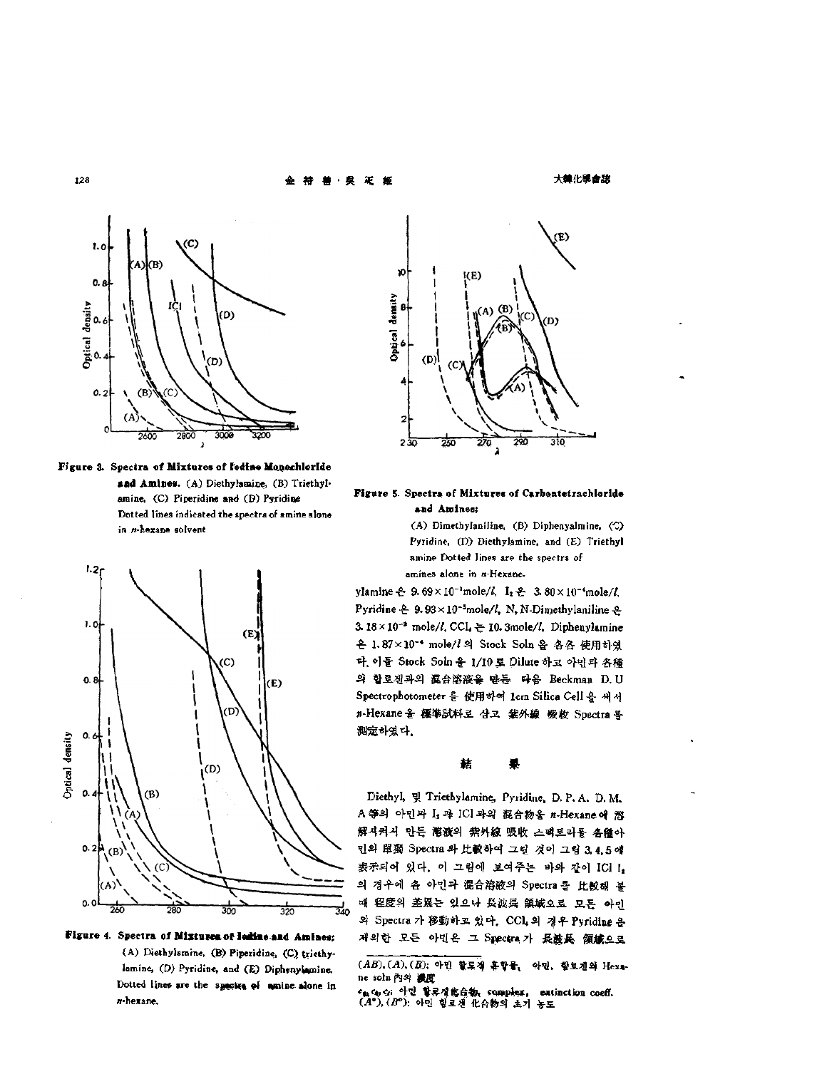Figure 3. Spectra of Mixtures of Iodine Monochloride and Amines. (A) Diethylamine, (B) Triethylamine, (C) Piperidine and (D) Pyridine. Dotted lines indicated the spectra of amine alone in *n*-hexane solvent

Figure 4. Spectra of Mixtures of Iodine and Amines; (A) Diethylamine, (B) Piperidine, (C) triethylamine, (D) Pyridine, and (E) Diphenylamine. Dotted lines are the spectra of amine alone in *n*-hexane.

Figure 5. Spectra of Mixtures of Carbontetrachloride and Amines; (A) Dimethylaniline, (B) Diphenyalmine, (C) Pyridine, (D) Diethylamine, and (E) Triethyl amine Dotted lines are the spectra of amines alone in *n*-Hexane.

ylamine 은 $9.69\times10^{-3}$mole/*l*, $I_2$ 은 $3.80\times10^{-4}$mole/*l*, Pyridine 은 $9.93\times10^{-3}$mole/*l*, N, N-Dimethylaniline 은 $3.18\times10^{-2}$ mole/*l*, $CCl_4$ 는 10.3mole/*l*, Diphenylamine 은 $1.87\times10^{-4}$ mole/*l* 의 Stock Soln 을 各各 使用하였다. 이들 Stock Soln 을 1/10 로 Dilute 하고 아민과 各種의 할로겐과의 混合溶液을 만든 다음 Beckman D. U Spectrophotometer 를 使用하여 1cm Silica Cell 을 써서 *n*-Hexane 을 標準試料로 삼고 紫外線 吸收 Spectra 를 測定하였다.

## 結 果

Diethyl, 및 Triethylamine, Pyridine, D. P. A. D. M. A 等의 아민과 $I_2$ 과 ICl 과의 混合物을 *n*-Hexane 에 溶解시켜서 만든 溶液의 紫外線 吸收 스펙트라를 各種아민의 單獨 Spectra 와 比較하여 그린 것이 그림 3, 4, 5 에 表示되어 있다. 이 그림에 보여주는 바와 같이 ICl $I_2$ 의 경우에 各 아민과 混合溶液의 Spectra 를 比較해 볼 때 程度의 差異는 있으나 長波長 領域으로 모든 아민의 Spectra 가 移動하고 있다. $CCl_4$ 의 경우 Pyridine 을 제외한 모든 아민은 그 Spectra 가 長波長 領域으로

---

$(AB)$, $(A)$, $(B)$: 아민 할로겐 혼합물, 아민, 할로겐의 Hexane soln 內의 濃度

$\epsilon_{ab}$, $\epsilon_b$, $\epsilon_i$: 아민 할로겐化合物, complex, extinction coeff.

$(A^\circ)$, $(B^\circ)$: 아민 할로겐 化合物의 초기 농도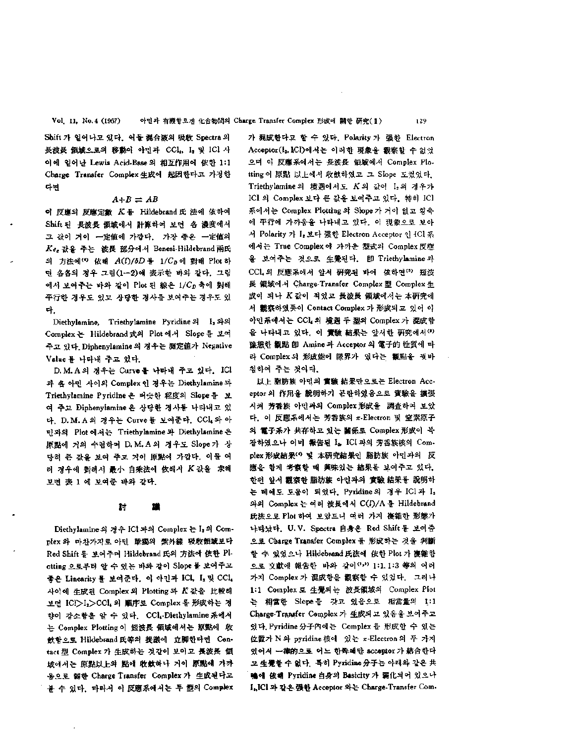Shift가 일어나고 있다. 이들 混合液의 吸收 Spectra의 長波長 領域으로의 移動이 아민과 $CCl_4$, $I_2$ 및 ICl 사이에 일어난 Lewis Acid-Base의 相互作用에 依한 1:1 Charge Transfer Complex 生成에 起因한다고 가정한다면

$$A+B \rightleftharpoons AB$$

이 反應의 反應定數 $K$를 Hildebrand 氏 法에 依하여 Shift된 長波長 領域에서 計算하여 보면 各 濃度에서 그 값이 거이 一定値에 가깝다. 가장 좋은 一定値의 $K_{c.}$ 값을 주는 波長 部分에서 Benesi-Hildebrand 兩氏의 方法에[6] 依해 $A(l)/\delta D$를 $1/C_D$에 對해 Plot하면 各各의 경우 그림(1-2)에 表示한 바와 같다. 그림에서 보여주는 바와 같이 Plot된 線은 $1/C_D$ 축에 對해 平行한 경우도 있고 상당한 경사를 보여주는 경우도 있다.

Diethylamine, Triethylamine Pyridine의 $I_2$와의 Complex는 Hildebrand式의 Plot에서 Slope를 보여주고 있다. Diphenylamine의 경우는 測定値가 Negative Value를 나타내 주고 있다.

D.M.A의 경우는 Curve를 나타내 주고 있다. ICl과 各 아민 사이의 Complex인 경우는 Diethylamine과 Triethylamine Pyridine은 비슷한 程度의 Slope를 보여 주고 Diphenylamine은 상당한 경사를 나타내고 있다. D.M.A의 경우는 Curve를 보여준다. $CCl_4$와 아민과의 Plot에서는 Triethylamine과 Diethylamine은 原點에 거의 수렴하며 D.M.A의 경우도 Slope가 상당히 큰 값을 보여 주고 거이 原點에 가깝다. 이들 여러 경우에 對해서 最小 自乘法에 依해서 $K$값을 求해 보면 表 1에 보여준 바와 같다.

## 討 議

Diethylamine의 경우 ICl과의 Complex는 $I_2$의 Complex와 마찬가지로 아민 單獨의 紫外線 吸收領域보다 Red Shift를 보여주며 Hildebrand 氏의 方法에 依한 Plotting으로부터 알 수 있는 바와 같이 Slope를 보여주고 좋은 Linearity를 보여준다. 이 아민과 ICl, $I_2$ 및 $CCl_4$ 사이에 生成된 Complex의 Plotting과 $K$값을 比較해 보면 $ICl>I_2>CCl_4$의 順序로 Complex를 形成하는 경향이 감소함을 알 수 있다. $CCl_4$-Diethylamine系에서는 Complex Plotting이 短波長 領域에서는 原點에 收斂함으로 Hildebrand 氏等의 提議에 立脚한다면 Contact型 Complex가 生成하는 것같이 보이고 長波長 領域에서는 原點以上의 點에 收斂하나 거이 原點에 가까움으로 弱한 Charge Transfer Complex가 生成된다고 볼 수 있다. 따라서 이 反應系에서는 두 型의 Complex가 混成한다고 할 수 있다. Polarity가 强한 Electron Acceptor($I_2$, ICl)에서는 이러한 現象을 觀察할 수 없었으며 이 反應系에서는 長波長 領域에서 Complex Plotting이 原點 以上에서 收斂하였고 그 Slope도 컸었다. Triethylamine의 境遇에서도 $K$의 값이 $I_2$의 경우가 ICl의 Complex보다 큰 값을 보여주고 있다. 特히 ICl系에서는 Complex Plotting의 Slope가 거이 없고 횡축에 平行에 가까움을 나타내고 있다. 이 現象으로 보아서 Polarity가 $I_2$보다 强한 Electron Acceptor인 ICl系에서는 True Complex에 가까운 型式의 Complex反應을 보여주는 것으로 生覺된다. 卽 Triethylamine과 $CCl_4$의 反應系에서 앞서 硏究된 바에 依하면[5] 短波長 領域에서 Charge-Transfer Complex型 Complex生成이 되나 $K$값이 적었고 長波長 領域에서는 本硏究에서 觀察하였듯이 Contact Complex가 形成되고 있어 이 아민系에서는 $CCl_4$의 境遇 두 型의 Complex가 混成함을 나타내고 있다. 이 實驗 結果는 앞서한 硏究에서[8] 豫想한 觀點 卽 Amine과 Acceptor의 電子的 性質에 따라 Complex의 形成能에 限界가 있다는 觀點을 뒷바침하여 주는 것이다.

以上 脂肪族 아민의 實驗 結果만으로는 Electron Acceptor의 作用을 說明하기 곤란하였음으로 實驗을 擴張시켜 芳香族 아민과의 Complex 形成을 調査하여 보았다. 이 反應系에서는 芳香族의 $\pi$-Electron 및 窒素原子의 電子系가 共存하고 있는 關係로 Complex 形成이 복잡하였으나 이미 報告된 $I_2$, ICl과의 芳香族核의 Complex 形成結果[4] 및 本硏究結果인 脂肪族 아민과의 反應을 함께 考察할 때 興味있는 結果를 보여주고 있다. 한편 앞서 觀察한 脂肪族 아민과의 實驗 結果를 說明하는 데에도 도움이 되었다. Pyridine의 경우 ICl과 $I_2$와의 Complex는 여러 波長에서 $C(l)/A$를 Hildebrand 氏法으로 Plot하여 보았드니 여러 가지 複雜한 形態가 나타났다. U.V. Spectra 自身은 Red Shift를 보여줌으로 Charge Transfer Complex를 形成하는 것을 判斷할 수 있었으나 Hildebrand 氏法에 依한 Plot가 複雜함으로 文獻에 報告한 바와 같이[1,9] 1:1, 1:3 等의 여러 가지 Complex가 混成함을 觀察할 수 있었다. 그러나 1:1 Complex로 生覺되는 波長領域의 Complex Plot는 相當한 Slope를 갖고 있음으로 相當量의 1:1 Charge-Transfer Complex가 生成되고 있음을 보여주고 있다. Pyridine 分子內에는 Complex를 形成할 수 있는 位置가 N와 pyridine 核에 있는 $\pi$-Electron의 두 가지 있어서 一律的으로 어느 한쪽에만 acceptor가 結合한다고 生覺할 수 없다. 특히 Pyridine 分子는 아래와 같은 共鳴에 依해 Pyridine 自身의 Basicity가 弱化되어 있으나 $I_2$, ICl과 같은 强한 Acceptor와는 Charge-Transfer Com-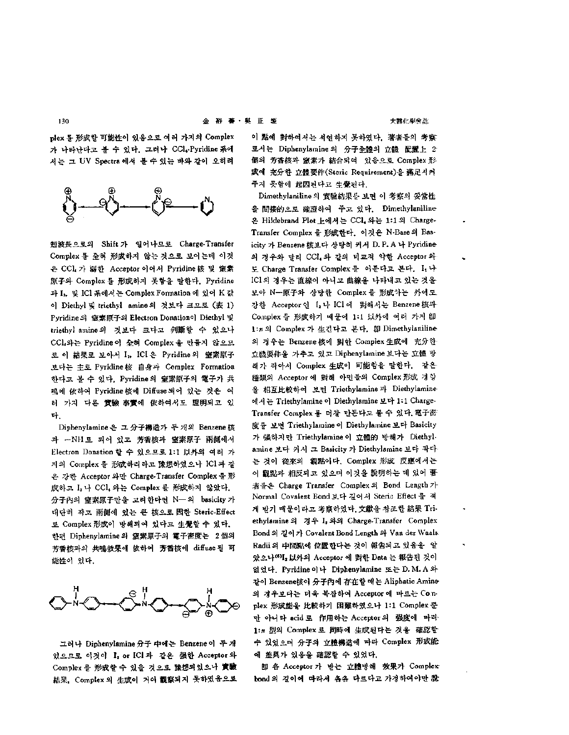plex 를 形成할 可能性이 있음으로 여러 가지의 Complex 가 나타난다고 볼 수 있다. 그러나 $CCl_4$-Pyridine 系에서는 그 UV Spectra 에서 볼 수 있는 바와 같이 오히려 短波長으로의 Shift 가 일어나므로 Charge-Transfer Complex 를 全혀 形成하지 않는 것으로 보이는데 이것은 $CCl_4$ 가 弱한 Acceptor 이어서 Pyridine 核 및 窒素原子와 Complex 를 形成하지 못함을 말한다. Pyridine 과 $I_2$, 및 ICl 系에서는 Complex Formation 에 있어 K 값이 Diethyl 및 triethyl amine 의 것보다 크므로 (表 1) Pyridine 의 窒素原子의 Electron Donation이 Diethyl 및 triethyl amine 의 것보다 크다고 判斷할 수 있으나 $CCl_4$와는 Pyridine 이 全혀 Complex 을 만들지 않으므로 이 結果로 보아서 $I_2$, ICl 은 Pyridine 의 窒素原子보다는 主로 Pyridine 核 自身과 Complex Formation 한다고 볼 수 있다. Pyridine 의 窒素原子의 電子가 共鳴에 依하여 Pyridine 核에 Diffuse되어 있는 것은 여러 가지 다른 實驗 事實에 依하여서도 證明되고 있다.

Diphenylamine 은 그 分子構造가 두 개의 Benzene 核과 —NH 로 되어 있고 芳香核과 窒素原子 兩側에서 Electron Donation 할 수 있으므로 1:1 以外의 여러 가지의 Complex 를 形成하리라고 豫想하였으나 ICl 과 같은 강한 Acceptor 와만 Charge-Transfer Complex 를 形成하고 $I_2$ 나 $CCl_4$ 와는 Complex 를 形成하지 않았다. 分子內의 窒素原子만을 고려한다면 N— 의 basicity 가 대단히 작고 兩側에 있는 큰 核으로 因한 Steric-Effect 로 Complex 形成이 방해되어 있다고 生覺할 수 있다. 한편 Diphenylamine 의 窒素原子의 電子密度는 2個의 芳香核과의 共鳴效果에 依하여 芳香核에 diffuse 될 可能性이 있다.

그러나 Diphenylamine 分子 中에는 Benzene 이 두 개 있으므로 이것이 $I_2$ or ICl 과 같은 強한 Acceptor 와 Complex 를 形成할 수 있을 것으로 豫想되었으나 實驗結果, Complex 의 生成이 거의 觀察되지 못하였음으로 이 點에 對하여서는 서언하지 못하였다. 著者들의 考察로서는 Diphenylamine 의 分子全體의 立體 配置上 2個의 芳香核과 窒素가 結合되어 있음으로 Complex 形成에 充分한 立體要件(Steric Requirement)을 滿足시켜 주지 못함에 起因된다고 生覺된다.

Dimethylaniline 의 實驗結果를 보면 이 考察의 妥當性을 間接的으로 確證하여 주고 있다. Dimethylaniline 은 Hildebrand Plot 上에서는 $CCl_4$ 와는 1:1 의 Charge-Transfer Complex 를 形成한다. 이것은 N-Base 의 Basicity 가 Benzene 核보다 상당히 커서 D. P. A 나 Pyridine 의 경우와 달리 $CCl_4$ 와 같의 비교적 약한 Acceptor 와도 Charge Transfer Complex 를 이룬다고 본다. $I_2$ 나 ICl 의 경우는 直線이 아니고 曲線을 나타내고 있는 것을 보아 N—原子와 상당한 Complex 를 形成하는 外에도 강한 Acceptor 인 $I_2$ 나 ICl 에 對해서는 Benzene 核과 Complex 를 形成하기 때문에 1:1 以外에 여러 가지 即 1:$n$ 의 Complex 가 生긴다고 본다. 即 Dimethylaniline 의 경우는 Benzene 核에 對한 Complex 生成에 充分한 立體要件을 가추고 있고 Diphenylamine 보다는 立體 방해가 적어서 Complex 生成이 可能함을 말한다. 같은 種類의 Acceptor 에 對해 아민들의 Complex 形成 경향을 相互比較하여 보면 Triethylamine 과 Diethylamine 에서는 Triethylamine 이 Diethylamine 보다 1:1 Charge-Transfer Complex 를 더잘 만든다고 볼 수 있다. 電子密度를 보면 Triethylamine 이 Diethylamine 보다 Basicity 가 強하지만 Triethylamine 이 立體的 방해가 Diethylamine 보다 커서 그 Basicity 가 Diethylamine 보다 작다는 것이 從來의 觀點이다. Complex 形成 反應에서는 이 觀點과 相反되고 있으며 이것을 說明하는 데 있어 著者들은 Charge Transfer Complex 의 Bond Length 가 Normal Covalent Bond 보다 길어서 Steric Effect 를 적게 받기 때문이라고 考察하였다. 文獻을 참고한 結果 Triethylamine 의 경우 $I_2$ 와의 Charge-Transfer Complex Bond 의 길이가 Covalent Bond Length 와 Van der Waals Radii 의 中間點에 位置한다는 것이 報告되고 있음을 알았으나[6] $I_2$ 以外의 Acceptor 에 對한 Data 는 報告된 것이 없었다. Pyridine 이나 Diphenylamine 또는 D. M. A 와 같이 Benzene核이 分子內에 存在할 때는 Aliphatic Amine 의 경우보다는 더욱 복잡하여 Acceptor 에 따르는 Complex 形成能을 比較하기 困難하였으나 1:1 Complex 뿐만 아니라 acid 로 作用하는 Acceptor 의 强度에 따라 1:$n$ 型의 Complex 로 同時에 生成된다는 것을 確認할 수 있었으며 分子의 立體構造에 따라 Complex 形成能에 差異가 있음을 確認할 수 있었다.

即 各 Acceptor 가 받는 立體방해 效果가 Complex bond 의 길이에 따라서 各各 다르다고 가정하여야만 說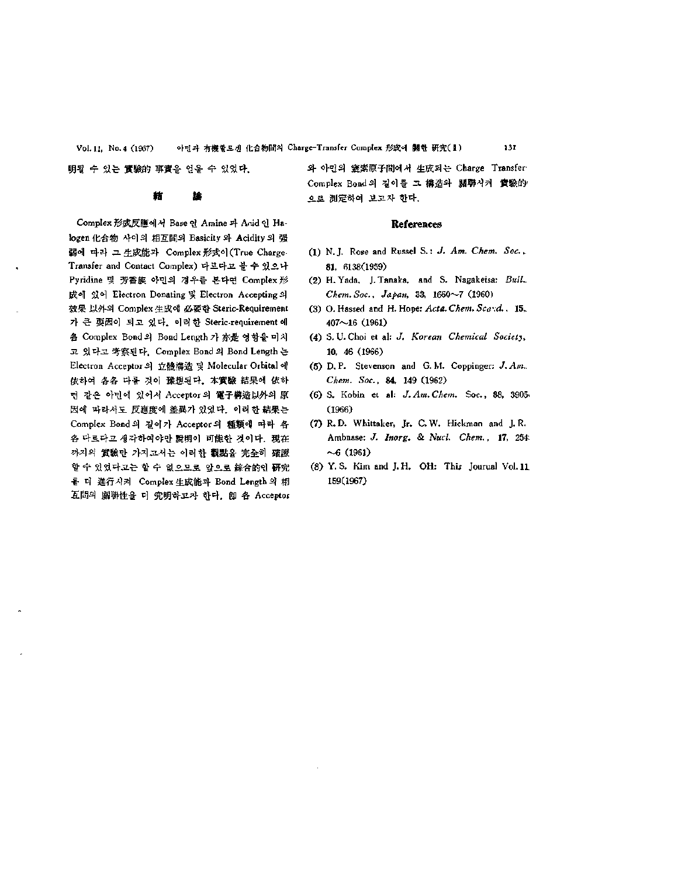明될 수 있는 實驗的 事實을 얻을 수 있었다.

## 結　　論

Complex 形成反應에서 Base인 Amine과 Acid인 Halogen 化合物 사이의 相互間의 Basicity와 Acidity의 强弱에 따라 그 生成能과 Complex 形式이(True Charge-Transfer and Contact Complex) 다르다고 볼 수 있으나 Pyridine 및 芳香族 아민의 경우를 본다면 Complex 形成에 있어 Electron Donating 및 Electron Accepting의 效果 以外의 Complex 生成에 必要한 Steric-Requirement가 큰 要因이 되고 있다. 이러한 Steric-requirement에 各 Complex Bond의 Bond Length가 亦是 영향을 미치고 있다고 考察된다. Complex Bond의 Bond Length는 Electron Acceptor의 立體構造 및 Molecular Orbital에 依하여 各各 다를 것이 豫想된다. 本實驗 結果에 依하면 같은 아민에 있어서 Acceptor의 電子構造以外의 原因에 따라서도 反應度에 差異가 있었다. 이러한 結果는 Complex Bond의 길이가 Acceptor의 種類에 따라 各各 다르다고 생각하여야만 說明이 可能한 것이다. 現在까지의 實驗만 가지고서는 이러한 觀點을 完全히 確認할 수 있었다고는 할 수 없으므로 앞으로 綜合的인 硏究를 더 進行시켜 Complex 生成能과 Bond Length의 相互間의 關聯性을 더 究明하고자 한다. 卽 各 Acceptor와 아민의 窒素原子間에서 生成되는 Charge Transfer Complex Bond의 길이를 그 構造와 關聯시켜 實驗的으로 測定하여 보고자 한다.

## References

(1) N. J. Rose and Russel S.: *J. Am. Chem. Soc.*, **81**, 6138(1959)

(2) H. Yada, J. Tanaka, and S. Nagakeisa: *Bull. Chem. Soc., Japan*, **33**, 1660~7 (1960)

(3) O. Hassed and H. Hope: *Acta. Chem. Scand.*, **15**, 407~16 (1961)

(4) S. U. Choi et al: *J. Korean Chemical Society*, **10**, 46 (1966)

(5) D. P. Stevenson and G. M. Coppinger: *J. Am. Chem. Soc.*, **84**, 149 (1962)

(6) S. Kobin et al: *J. Am. Chem.* Soc., **88**, 3905 (1966)

(7) R. D. Whittaker, Jr. C. W. Hickman and J. R. Ambnase: *J. Inorg. & Nucl. Chem.*, **17**, 254~6 (1961)

(8) Y. S. Kim and J. H. OH: This Jourual Vol. 11 159(1967)